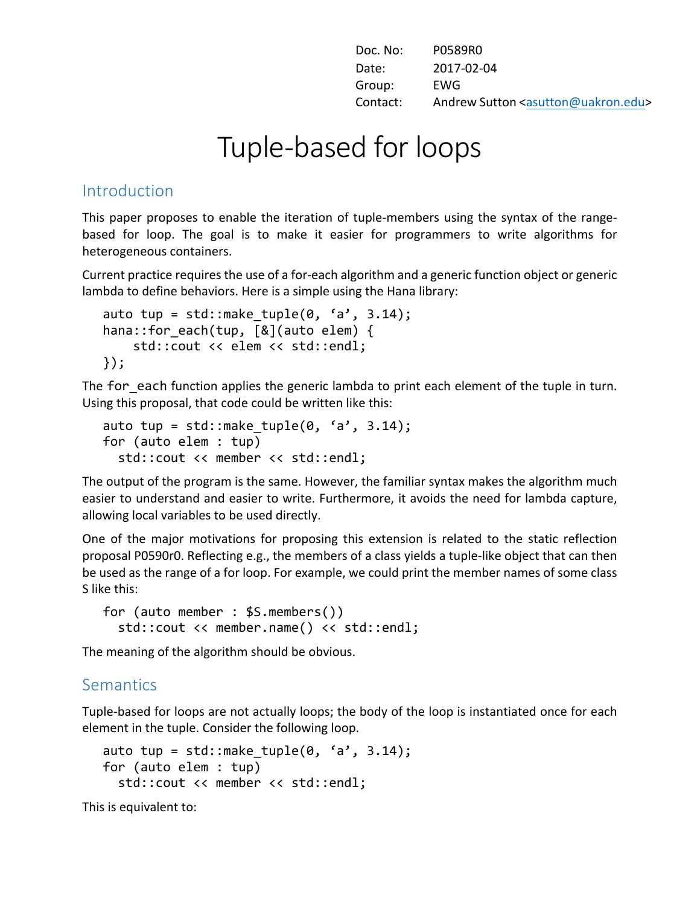| Doc. No: | P0589R0 |
|---|---|
| Date: | 2017-02-04 |
| Group: | EWG |
| Contact: | Andrew Sutton <asutton@uakron.edu> |

# Tuple-based for loops

## Introduction

This paper proposes to enable the iteration of tuple-members using the syntax of the range-based for loop. The goal is to make it easier for programmers to write algorithms for heterogeneous containers.

Current practice requires the use of a for-each algorithm and a generic function object or generic lambda to define behaviors. Here is a simple using the Hana library:

```
auto tup = std::make_tuple(0, ‘a’, 3.14);
hana::for_each(tup, [&](auto elem) {
    std::cout << elem << std::endl;
});
```

The `for_each` function applies the generic lambda to print each element of the tuple in turn. Using this proposal, that code could be written like this:

```
auto tup = std::make_tuple(0, ‘a’, 3.14);
for (auto elem : tup)
  std::cout << member << std::endl;
```

The output of the program is the same. However, the familiar syntax makes the algorithm much easier to understand and easier to write. Furthermore, it avoids the need for lambda capture, allowing local variables to be used directly.

One of the major motivations for proposing this extension is related to the static reflection proposal P0590r0. Reflecting e.g., the members of a class yields a tuple-like object that can then be used as the range of a for loop. For example, we could print the member names of some class S like this:

```
for (auto member : $S.members())
  std::cout << member.name() << std::endl;
```

The meaning of the algorithm should be obvious.

## Semantics

Tuple-based for loops are not actually loops; the body of the loop is instantiated once for each element in the tuple. Consider the following loop.

```
auto tup = std::make_tuple(0, ‘a’, 3.14);
for (auto elem : tup)
  std::cout << member << std::endl;
```

This is equivalent to: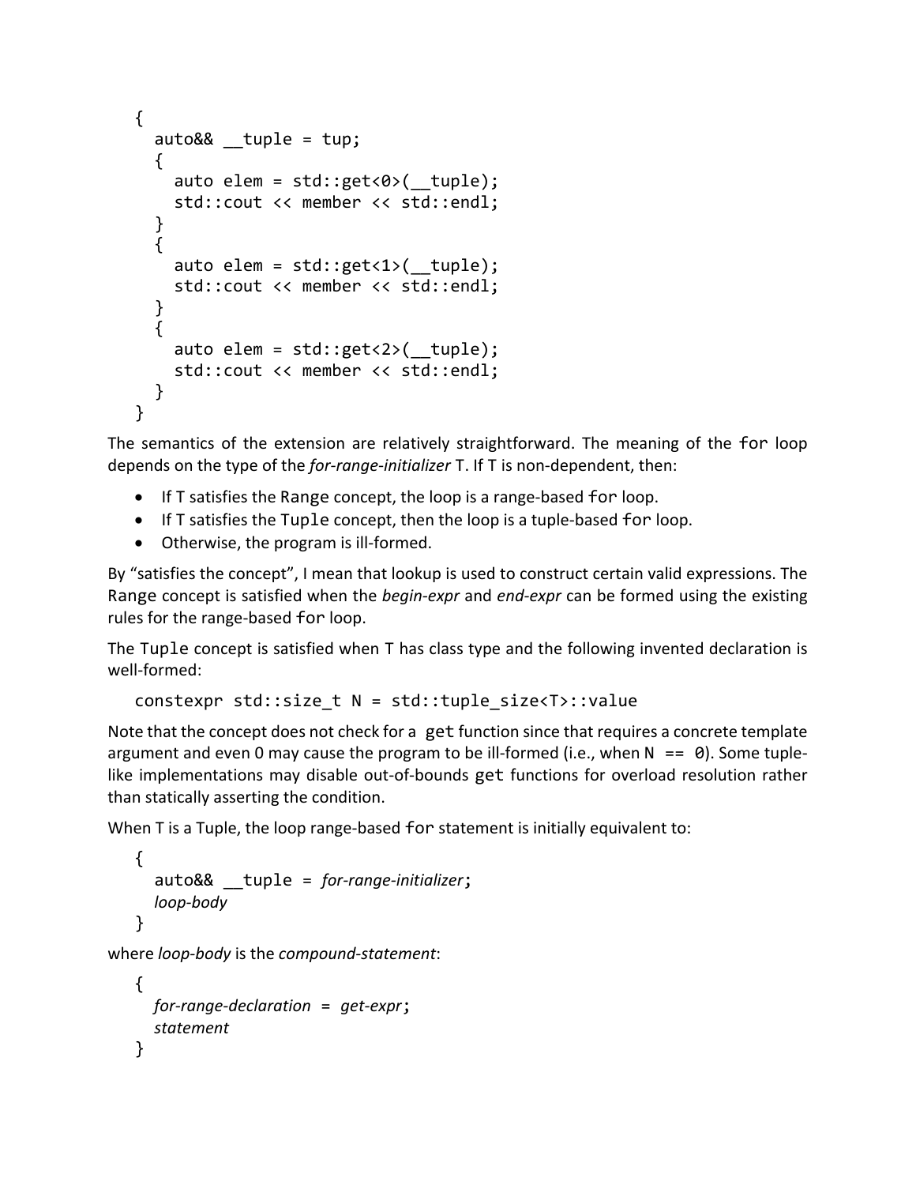```
{
  auto&& __tuple = tup;
  {
    auto elem = std::get<0>(__tuple);
    std::cout << member << std::endl;
  }
  {
    auto elem = std::get<1>(__tuple);
    std::cout << member << std::endl;
  }
  {
    auto elem = std::get<2>(__tuple);
    std::cout << member << std::endl;
  }
}
```

The semantics of the extension are relatively straightforward. The meaning of the `for` loop depends on the type of the *for-range-initializer* T. If T is non-dependent, then:

- If T satisfies the `Range` concept, the loop is a range-based `for` loop.
- If T satisfies the `Tuple` concept, then the loop is a tuple-based `for` loop.
- Otherwise, the program is ill-formed.

By "satisfies the concept", I mean that lookup is used to construct certain valid expressions. The `Range` concept is satisfied when the *begin-expr* and *end-expr* can be formed using the existing rules for the range-based `for` loop.

The `Tuple` concept is satisfied when T has class type and the following invented declaration is well-formed:

```
constexpr std::size_t N = std::tuple_size<T>::value
```

Note that the concept does not check for a `get` function since that requires a concrete template argument and even 0 may cause the program to be ill-formed (i.e., when `N == 0`). Some tuple-like implementations may disable out-of-bounds `get` functions for overload resolution rather than statically asserting the condition.

When T is a Tuple, the loop range-based `for` statement is initially equivalent to:

```
{
  auto&& __tuple = for-range-initializer;
  loop-body
}
```

where *loop-body* is the *compound-statement*:

```
{
  for-range-declaration = get-expr;
  statement
}
```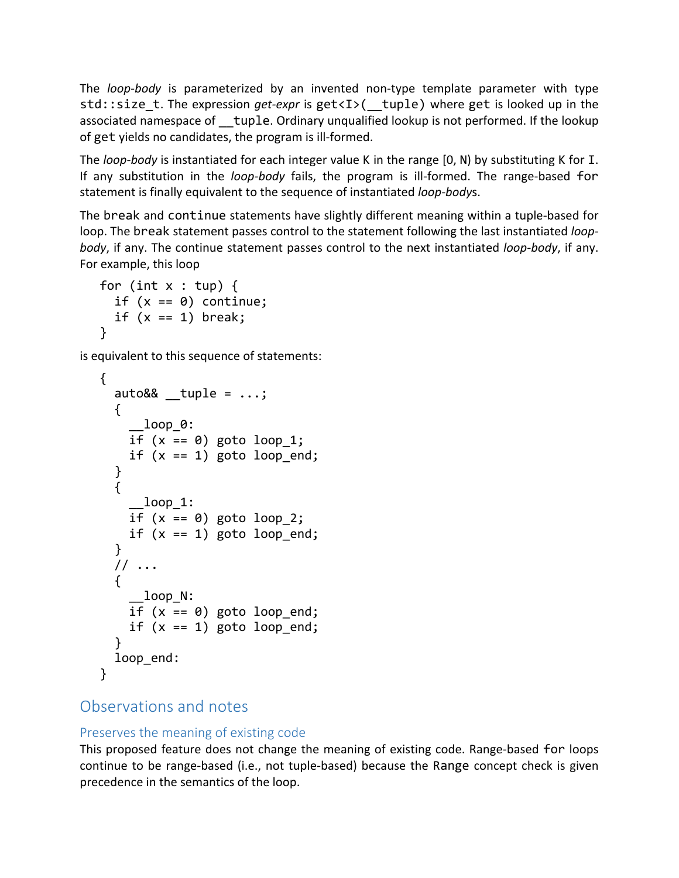The *loop-body* is parameterized by an invented non-type template parameter with type `std::size_t`. The expression *get-expr* is `get<I>(__tuple)` where `get` is looked up in the associated namespace of `__tuple`. Ordinary unqualified lookup is not performed. If the lookup of `get` yields no candidates, the program is ill-formed.

The *loop-body* is instantiated for each integer value K in the range [0, N) by substituting K for `I`. If any substitution in the *loop-body* fails, the program is ill-formed. The range-based `for` statement is finally equivalent to the sequence of instantiated *loop-body*s.

The `break` and `continue` statements have slightly different meaning within a tuple-based for loop. The `break` statement passes control to the statement following the last instantiated *loop-body*, if any. The continue statement passes control to the next instantiated *loop-body*, if any. For example, this loop

```
for (int x : tup) {
  if (x == 0) continue;
  if (x == 1) break;
}
```

is equivalent to this sequence of statements:

```
{
  auto&& __tuple = ...;
  {
    __loop_0:
    if (x == 0) goto loop_1;
    if (x == 1) goto loop_end;
  }
  {
    __loop_1:
    if (x == 0) goto loop_2;
    if (x == 1) goto loop_end;
  }
  // ...
  {
    __loop_N:
    if (x == 0) goto loop_end;
    if (x == 1) goto loop_end;
  }
  loop_end:
}
```

## Observations and notes

### Preserves the meaning of existing code

This proposed feature does not change the meaning of existing code. Range-based `for` loops continue to be range-based (i.e., not tuple-based) because the `Range` concept check is given precedence in the semantics of the loop.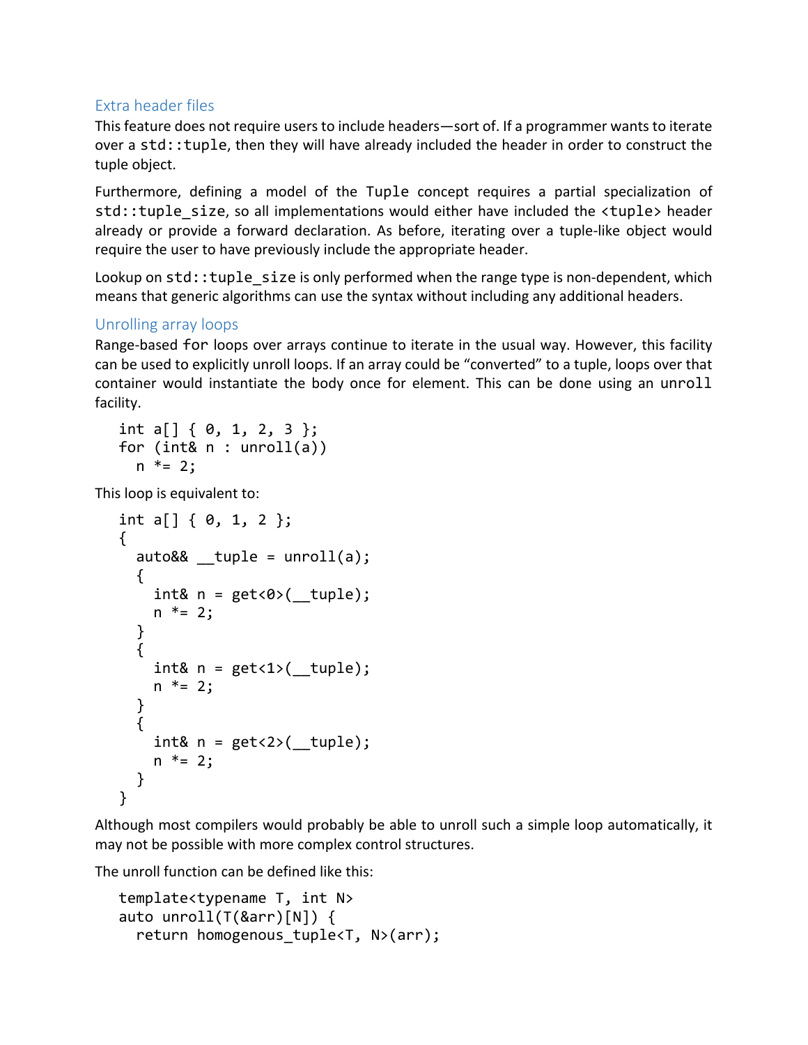### Extra header files

This feature does not require users to include headers—sort of. If a programmer wants to iterate over a `std::tuple`, then they will have already included the header in order to construct the tuple object.

Furthermore, defining a model of the `Tuple` concept requires a partial specialization of `std::tuple_size`, so all implementations would either have included the `<tuple>` header already or provide a forward declaration. As before, iterating over a tuple-like object would require the user to have previously include the appropriate header.

Lookup on `std::tuple_size` is only performed when the range type is non-dependent, which means that generic algorithms can use the syntax without including any additional headers.

### Unrolling array loops

Range-based `for` loops over arrays continue to iterate in the usual way. However, this facility can be used to explicitly unroll loops. If an array could be "converted" to a tuple, loops over that container would instantiate the body once for element. This can be done using an `unroll` facility.

```
int a[] { 0, 1, 2, 3 };
for (int& n : unroll(a))
  n *= 2;
```

This loop is equivalent to:

```
int a[] { 0, 1, 2 };
{
  auto&& __tuple = unroll(a);
  {
    int& n = get<0>(__tuple);
    n *= 2;
  }
  {
    int& n = get<1>(__tuple);
    n *= 2;
  }
  {
    int& n = get<2>(__tuple);
    n *= 2;
  }
}
```

Although most compilers would probably be able to unroll such a simple loop automatically, it may not be possible with more complex control structures.

The unroll function can be defined like this:

```
template<typename T, int N>
auto unroll(T(&arr)[N]) {
  return homogenous_tuple<T, N>(arr);
```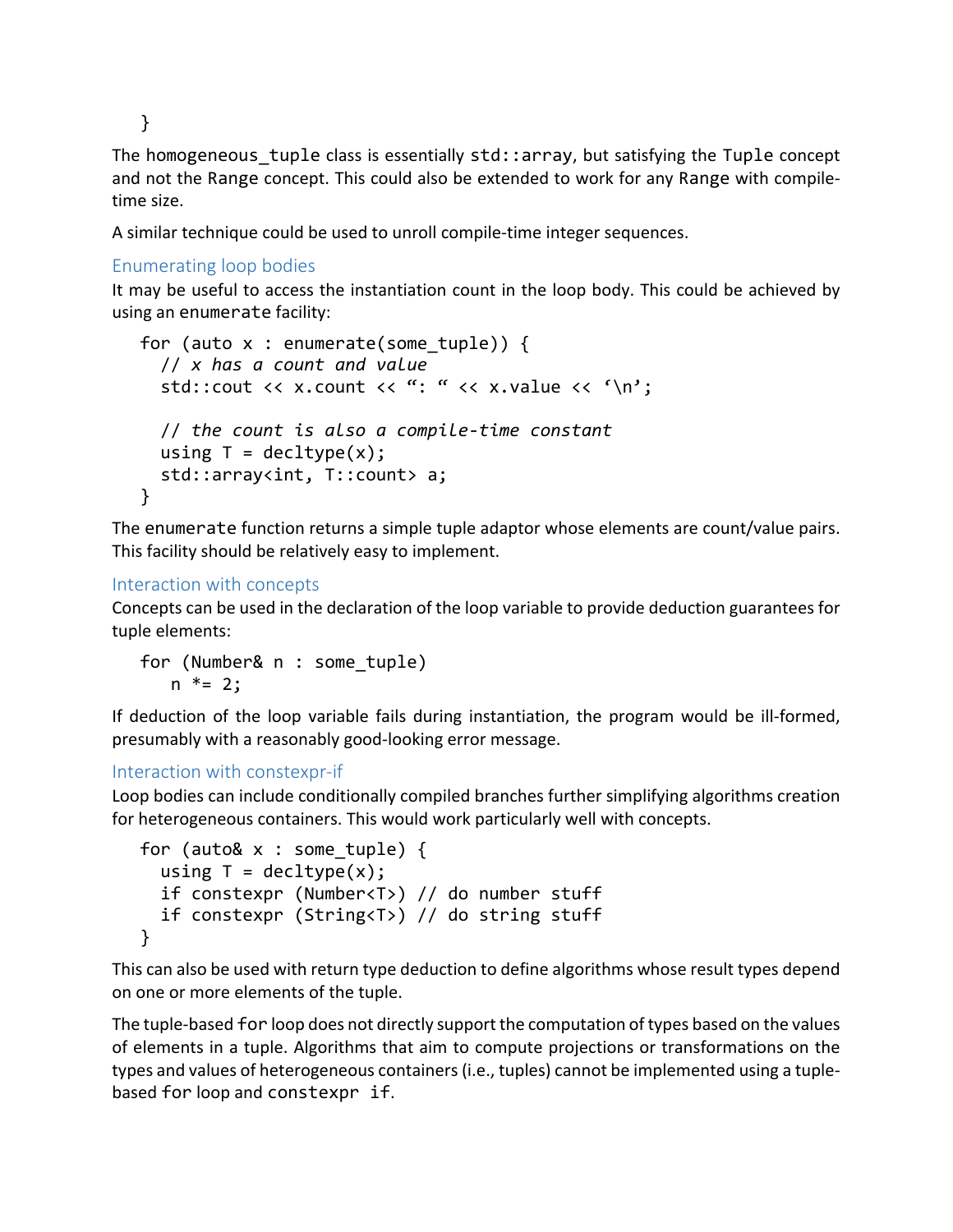```
}
```

The `homogeneous_tuple` class is essentially `std::array`, but satisfying the `Tuple` concept and not the `Range` concept. This could also be extended to work for any `Range` with compile-time size.

A similar technique could be used to unroll compile-time integer sequences.

### Enumerating loop bodies

It may be useful to access the instantiation count in the loop body. This could be achieved by using an `enumerate` facility:

```
for (auto x : enumerate(some_tuple)) {
  // x has a count and value
  std::cout << x.count << ": " << x.value << '\n';

  // the count is also a compile-time constant
  using T = decltype(x);
  std::array<int, T::count> a;
}
```

The `enumerate` function returns a simple tuple adaptor whose elements are count/value pairs. This facility should be relatively easy to implement.

### Interaction with concepts

Concepts can be used in the declaration of the loop variable to provide deduction guarantees for tuple elements:

```
for (Number& n : some_tuple)
   n *= 2;
```

If deduction of the loop variable fails during instantiation, the program would be ill-formed, presumably with a reasonably good-looking error message.

### Interaction with constexpr-if

Loop bodies can include conditionally compiled branches further simplifying algorithms creation for heterogeneous containers. This would work particularly well with concepts.

```
for (auto& x : some_tuple) {
  using T = decltype(x);
  if constexpr (Number<T>) // do number stuff
  if constexpr (String<T>) // do string stuff
}
```

This can also be used with return type deduction to define algorithms whose result types depend on one or more elements of the tuple.

The tuple-based `for` loop does not directly support the computation of types based on the values of elements in a tuple. Algorithms that aim to compute projections or transformations on the types and values of heterogeneous containers (i.e., tuples) cannot be implemented using a tuple-based `for` loop and `constexpr if`.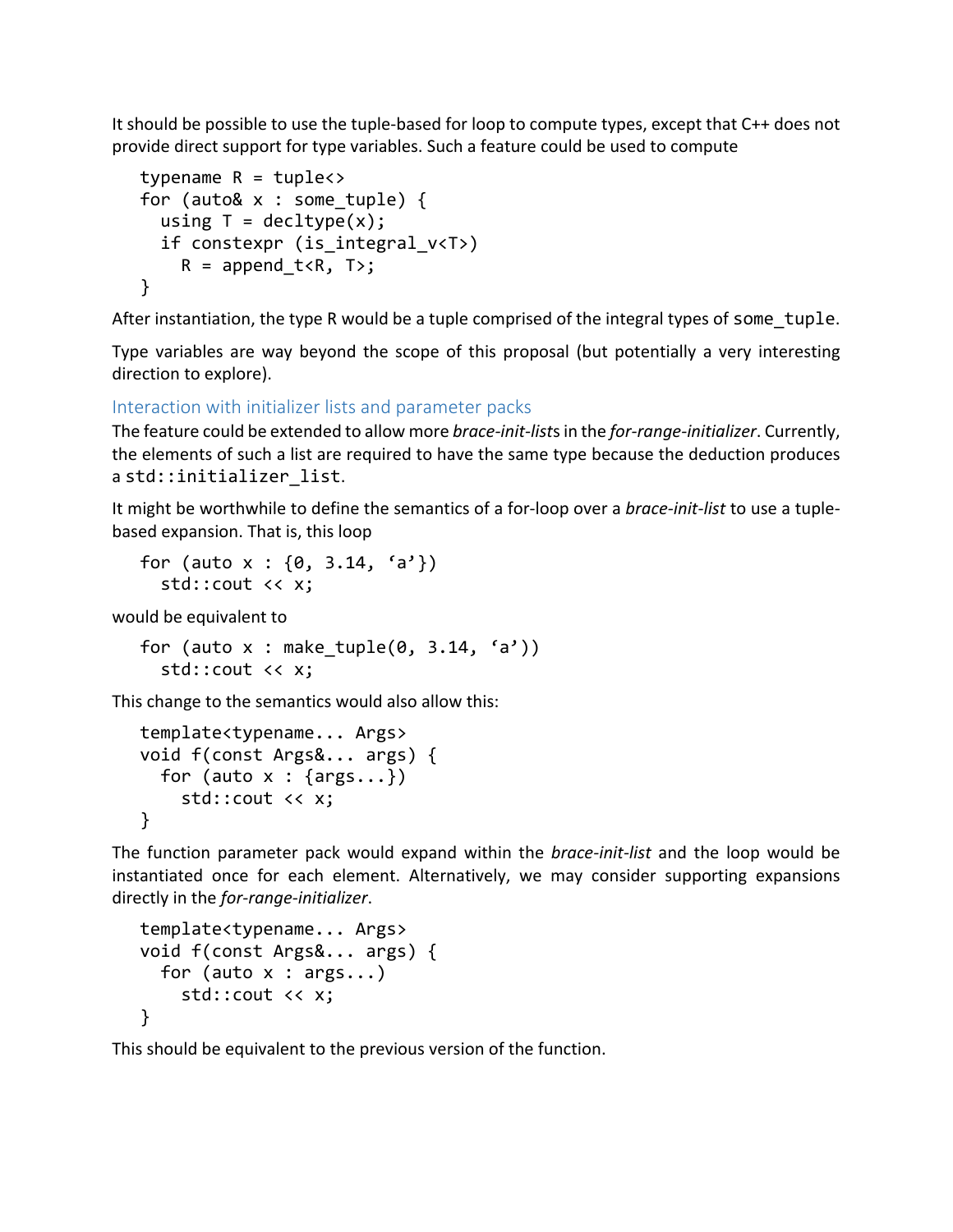It should be possible to use the tuple-based for loop to compute types, except that C++ does not provide direct support for type variables. Such a feature could be used to compute

```
typename R = tuple<>
for (auto& x : some_tuple) {
  using T = decltype(x);
  if constexpr (is_integral_v<T>)
    R = append_t<R, T>;
}
```

After instantiation, the type R would be a tuple comprised of the integral types of `some_tuple`.

Type variables are way beyond the scope of this proposal (but potentially a very interesting direction to explore).

### Interaction with initializer lists and parameter packs

The feature could be extended to allow more *brace-init-list*s in the *for-range-initializer*. Currently, the elements of such a list are required to have the same type because the deduction produces a `std::initializer_list`.

It might be worthwhile to define the semantics of a for-loop over a *brace-init-list* to use a tuple-based expansion. That is, this loop

```
for (auto x : {0, 3.14, 'a'})
  std::cout << x;
```

would be equivalent to

```
for (auto x : make_tuple(0, 3.14, 'a'))
  std::cout << x;
```

This change to the semantics would also allow this:

```
template<typename... Args>
void f(const Args&... args) {
  for (auto x : {args...})
    std::cout << x;
}
```

The function parameter pack would expand within the *brace-init-list* and the loop would be instantiated once for each element. Alternatively, we may consider supporting expansions directly in the *for-range-initializer*.

```
template<typename... Args>
void f(const Args&... args) {
  for (auto x : args...)
    std::cout << x;
}
```

This should be equivalent to the previous version of the function.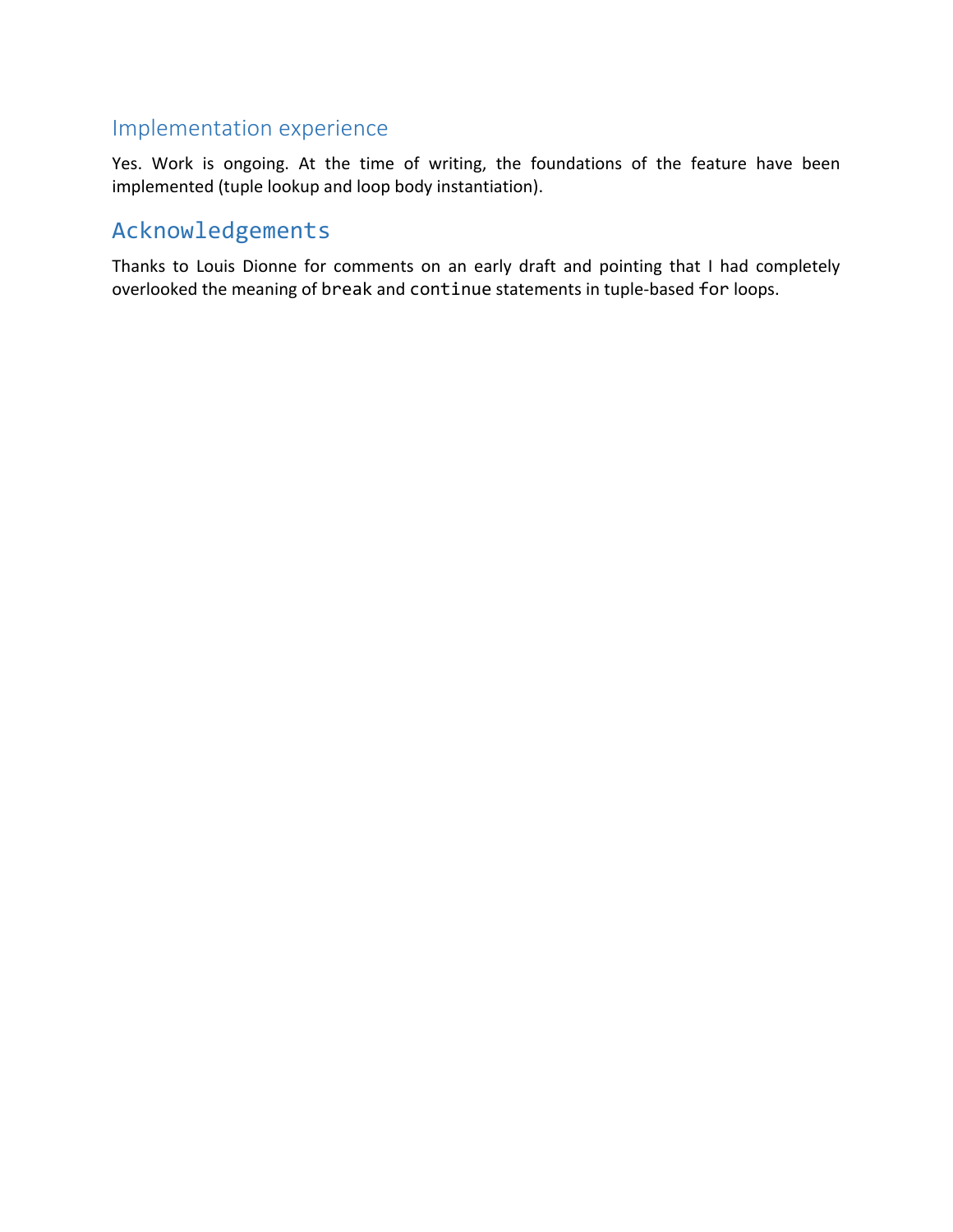## Implementation experience

Yes. Work is ongoing. At the time of writing, the foundations of the feature have been implemented (tuple lookup and loop body instantiation).

# Acknowledgements

Thanks to Louis Dionne for comments on an early draft and pointing that I had completely overlooked the meaning of `break` and `continue` statements in tuple-based `for` loops.